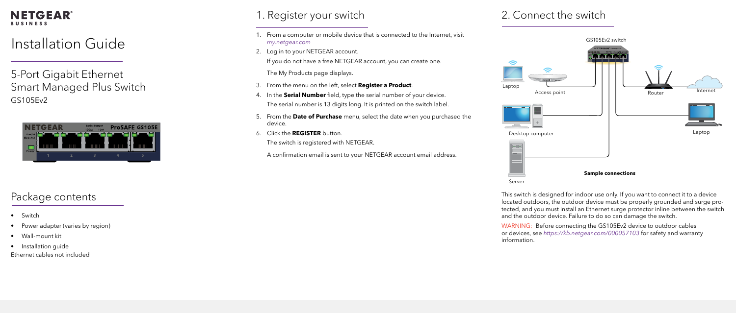NETGEAR®
BUSINESS

# Installation Guide

## 5-Port Gigabit Ethernet Smart Managed Plus Switch
GS105Ev2

## Package contents

- Switch
- Power adapter (varies by region)
- Wall-mount kit
- Installation guide

Ethernet cables not included

## 1. Register your switch

1. From a computer or mobile device that is connected to the Internet, visit *my.netgear.com*
2. Log in to your NETGEAR account.

   If you do not have a free NETGEAR account, you can create one.

   The My Products page displays.
3. From the menu on the left, select **Register a Product**.
4. In the **Serial Number** field, type the serial number of your device.

   The serial number is 13 digits long. It is printed on the switch label.
5. From the **Date of Purchase** menu, select the date when you purchased the device.
6. Click the **REGISTER** button.

   The switch is registered with NETGEAR.

   A confirmation email is sent to your NETGEAR account email address.

## 2. Connect the switch

GS105Ev2 switch

Laptop

Access point

Router

Internet

Desktop computer

Laptop

Server

**Sample connections**

This switch is designed for indoor use only. If you want to connect it to a device located outdoors, the outdoor device must be properly grounded and surge protected, and you must install an Ethernet surge protector inline between the switch and the outdoor device. Failure to do so can damage the switch.

WARNING: Before connecting the GS105Ev2 device to outdoor cables or devices, see *https://kb.netgear.com/000057103* for safety and warranty information.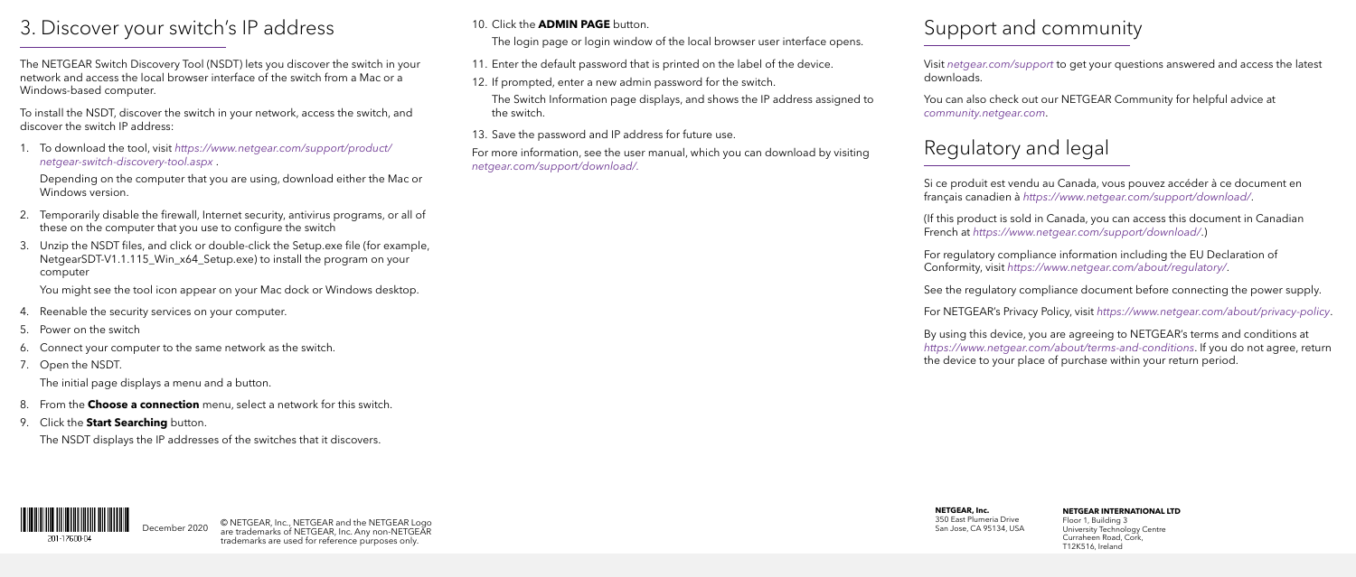# 3. Discover your switch's IP address

The NETGEAR Switch Discovery Tool (NSDT) lets you discover the switch in your network and access the local browser interface of the switch from a Mac or a Windows-based computer.

To install the NSDT, discover the switch in your network, access the switch, and discover the switch IP address:

1. To download the tool, visit *https://www.netgear.com/support/product/netgear-switch-discovery-tool.aspx* .

   Depending on the computer that you are using, download either the Mac or Windows version.

2. Temporarily disable the firewall, Internet security, antivirus programs, or all of these on the computer that you use to configure the switch
3. Unzip the NSDT files, and click or double-click the Setup.exe file (for example, NetgearSDT-V1.1.115_Win_x64_Setup.exe) to install the program on your computer

   You might see the tool icon appear on your Mac dock or Windows desktop.

4. Reenable the security services on your computer.
5. Power on the switch
6. Connect your computer to the same network as the switch.
7. Open the NSDT.

   The initial page displays a menu and a button.

8. From the **Choose a connection** menu, select a network for this switch.
9. Click the **Start Searching** button.

   The NSDT displays the IP addresses of the switches that it discovers.

10. Click the **ADMIN PAGE** button.

    The login page or login window of the local browser user interface opens.

11. Enter the default password that is printed on the label of the device.
12. If prompted, enter a new admin password for the switch.

    The Switch Information page displays, and shows the IP address assigned to the switch.

13. Save the password and IP address for future use.

For more information, see the user manual, which you can download by visiting *netgear.com/support/download/.*

# Support and community

Visit *netgear.com/support* to get your questions answered and access the latest downloads.

You can also check out our NETGEAR Community for helpful advice at *community.netgear.com*.

# Regulatory and legal

Si ce produit est vendu au Canada, vous pouvez accéder à ce document en français canadien à *https://www.netgear.com/support/download/*.

(If this product is sold in Canada, you can access this document in Canadian French at *https://www.netgear.com/support/download/*.)

For regulatory compliance information including the EU Declaration of Conformity, visit *https://www.netgear.com/about/regulatory/*.

See the regulatory compliance document before connecting the power supply.

For NETGEAR's Privacy Policy, visit *https://www.netgear.com/about/privacy-policy*.

By using this device, you are agreeing to NETGEAR's terms and conditions at *https://www.netgear.com/about/terms-and-conditions*. If you do not agree, return the device to your place of purchase within your return period.

201-17600-04

December 2020

© NETGEAR, Inc., NETGEAR and the NETGEAR Logo are trademarks of NETGEAR, Inc. Any non-NETGEAR trademarks are used for reference purposes only.

**NETGEAR, Inc.**
350 East Plumeria Drive
San Jose, CA 95134, USA

**NETGEAR INTERNATIONAL LTD**
Floor 1, Building 3
University Technology Centre
Curraheen Road, Cork,
T12K516, Ireland